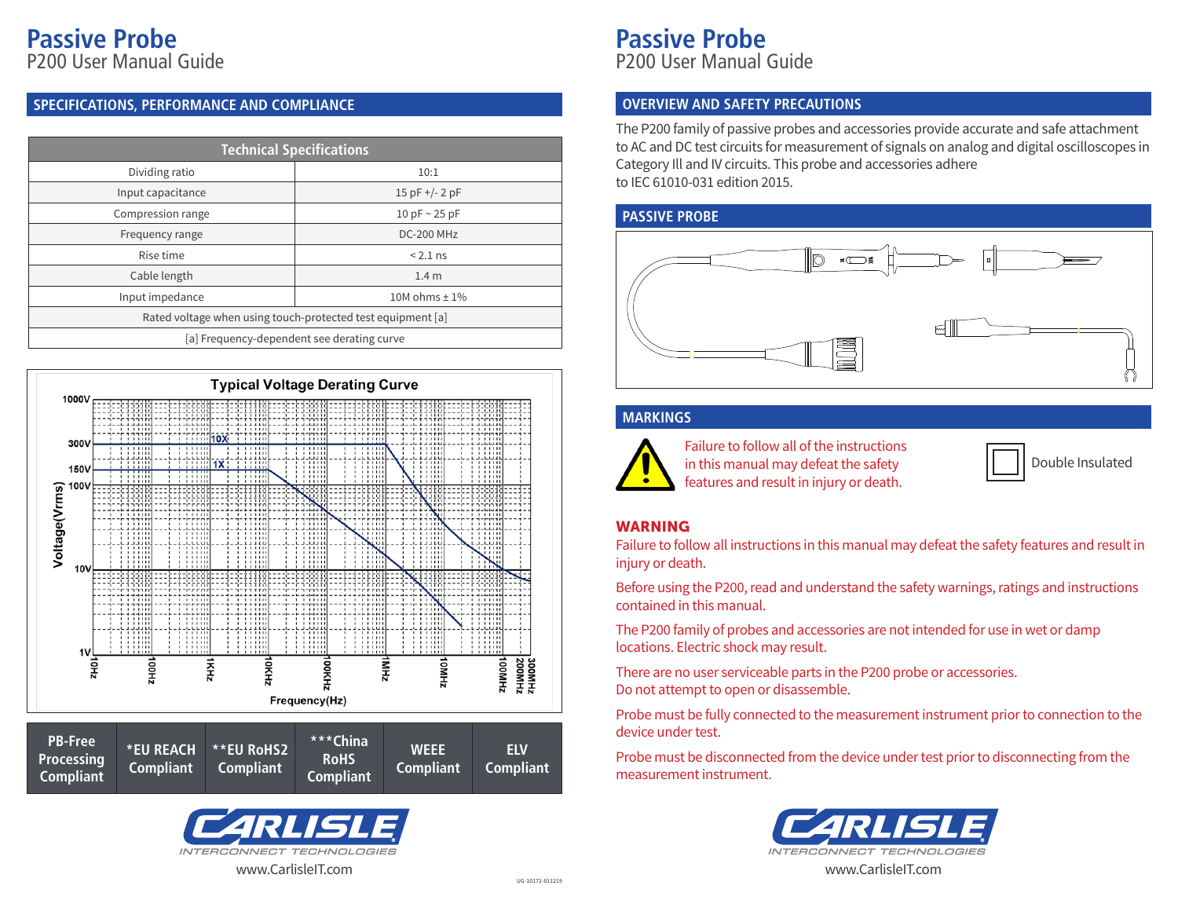# Passive Probe
P200 User Manual Guide

## SPECIFICATIONS, PERFORMANCE AND COMPLIANCE

| Technical Specifications | |
|---|---|
| Dividing ratio | 10:1 |
| Input capacitance | 15 pF +/- 2 pF |
| Compression range | 10 pF ~ 25 pF |
| Frequency range | DC-200 MHz |
| Rise time | < 2.1 ns |
| Cable length | 1.4 m |
| Input impedance | 10M ohms ± 1% |
| Rated voltage when using touch-protected test equipment [a] | |
| [a] Frequency-dependent see derating curve | |

**Typical Voltage Derating Curve**

Voltage(Vrms): 1000V, 300V, 150V, 100V, 10V, 1V

10X, 1X

Frequency(Hz): 10Hz, 100Hz, 1KHz, 10KHz, 100KHz, 1MHz, 10MHz, 100MHz, 200MHz, 300MHz

| PB-Free Processing Compliant | *EU REACH Compliant | **EU RoHS2 Compliant | ***China RoHS Compliant | WEEE Compliant | ELV Compliant |
|---|---|---|---|---|---|

CARLISLE INTERCONNECT TECHNOLOGIES
www.CarlisleIT.com

UG-10172-011219

# Passive Probe
P200 User Manual Guide

## OVERVIEW AND SAFETY PRECAUTIONS

The P200 family of passive probes and accessories provide accurate and safe attachment to AC and DC test circuits for measurement of signals on analog and digital oscilloscopes in Category Ill and IV circuits. This probe and accessories adhere to IEC 61010-031 edition 2015.

## PASSIVE PROBE

## MARKINGS

Failure to follow all of the instructions in this manual may defeat the safety features and result in injury or death.

Double Insulated

**WARNING**

Failure to follow all instructions in this manual may defeat the safety features and result in injury or death.

Before using the P200, read and understand the safety warnings, ratings and instructions contained in this manual.

The P200 family of probes and accessories are not intended for use in wet or damp locations. Electric shock may result.

There are no user serviceable parts in the P200 probe or accessories.
Do not attempt to open or disassemble.

Probe must be fully connected to the measurement instrument prior to connection to the device under test.

Probe must be disconnected from the device under test prior to disconnecting from the measurement instrument.

CARLISLE INTERCONNECT TECHNOLOGIES
www.CarlisleIT.com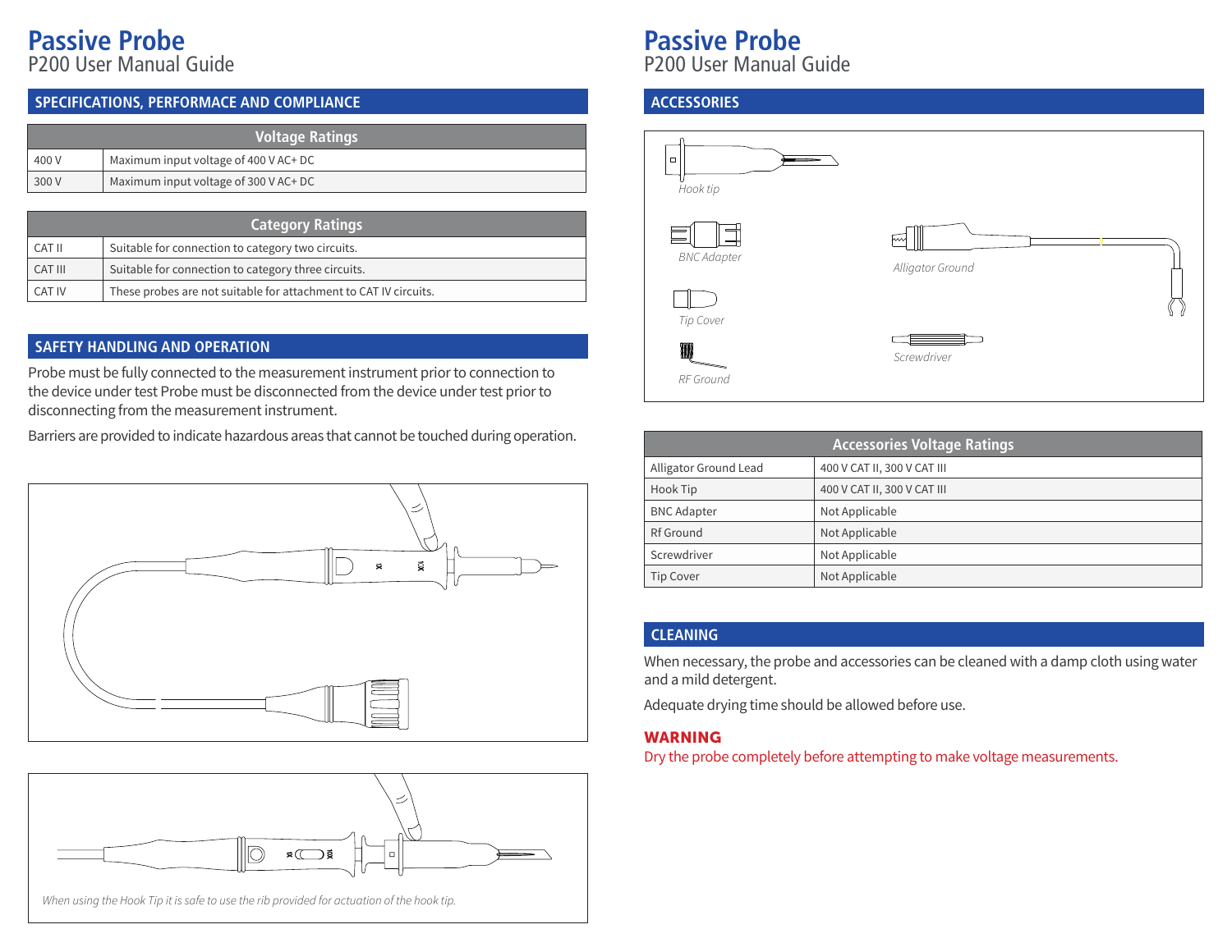# Passive Probe
P200 User Manual Guide

## SPECIFICATIONS, PERFORMACE AND COMPLIANCE

| Voltage Ratings | |
|---|---|
| 400 V | Maximum input voltage of 400 V AC+ DC |
| 300 V | Maximum input voltage of 300 V AC+ DC |

| Category Ratings | |
|---|---|
| CAT II | Suitable for connection to category two circuits. |
| CAT III | Suitable for connection to category three circuits. |
| CAT IV | These probes are not suitable for attachment to CAT IV circuits. |

## SAFETY HANDLING AND OPERATION

Probe must be fully connected to the measurement instrument prior to connection to the device under test Probe must be disconnected from the device under test prior to disconnecting from the measurement instrument.

Barriers are provided to indicate hazardous areas that cannot be touched during operation.

1X 10X

1X 10X

*When using the Hook Tip it is safe to use the rib provided for actuation of the hook tip.*

# Passive Probe
P200 User Manual Guide

## ACCESSORIES

*Hook tip*

*BNC Adapter*

*Tip Cover*

*RF Ground*

*Alligator Ground*

*Screwdriver*

| Accessories Voltage Ratings | |
|---|---|
| Alligator Ground Lead | 400 V CAT II, 300 V CAT III |
| Hook Tip | 400 V CAT II, 300 V CAT III |
| BNC Adapter | Not Applicable |
| Rf Ground | Not Applicable |
| Screwdriver | Not Applicable |
| Tip Cover | Not Applicable |

## CLEANING

When necessary, the probe and accessories can be cleaned with a damp cloth using water and a mild detergent.

Adequate drying time should be allowed before use.

**WARNING**

Dry the probe completely before attempting to make voltage measurements.